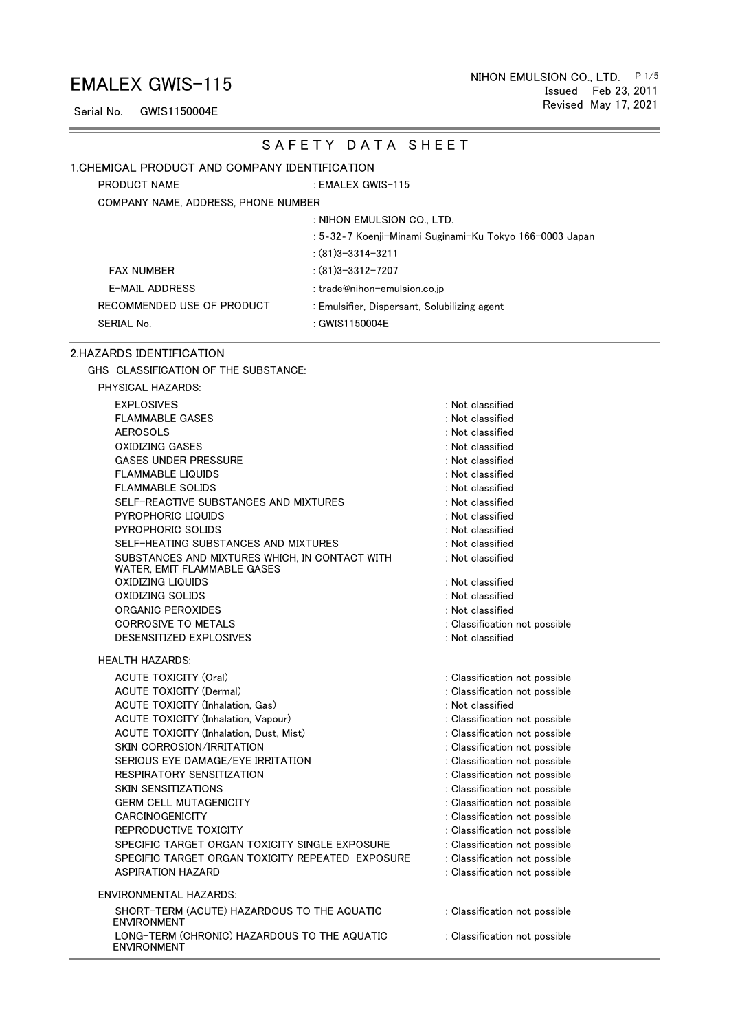# EMALEX GWIS-115

Serial No. GWIS1150004E

NIHON EMULSION CO., LTD.
Issued Feb 23, 2011
Revised May 17, 2021

## S A F E T Y D A T A S H E E T

## 1.CHEMICAL PRODUCT AND COMPANY IDENTIFICATION

| | |
|---|---|
| PRODUCT NAME | : EMALEX GWIS-115 |
| COMPANY NAME, ADDRESS, PHONE NUMBER | |
| | : NIHON EMULSION CO., LTD. |
| | : 5-32-7 Koenji-Minami Suginami-Ku Tokyo 166-0003 Japan |
| | : (81)3-3314-3211 |
| FAX NUMBER | : (81)3-3312-7207 |
| E-MAIL ADDRESS | : trade@nihon-emulsion.co.jp |
| RECOMMENDED USE OF PRODUCT | : Emulsifier, Dispersant, Solubilizing agent |
| SERIAL No. | : GWIS1150004E |

## 2.HAZARDS IDENTIFICATION

GHS CLASSIFICATION OF THE SUBSTANCE:

PHYSICAL HAZARDS:

| | |
|---|---|
| EXPLOSIVES | : Not classified |
| FLAMMABLE GASES | : Not classified |
| AEROSOLS | : Not classified |
| OXIDIZING GASES | : Not classified |
| GASES UNDER PRESSURE | : Not classified |
| FLAMMABLE LIQUIDS | : Not classified |
| FLAMMABLE SOLIDS | : Not classified |
| SELF-REACTIVE SUBSTANCES AND MIXTURES | : Not classified |
| PYROPHORIC LIQUIDS | : Not classified |
| PYROPHORIC SOLIDS | : Not classified |
| SELF-HEATING SUBSTANCES AND MIXTURES | : Not classified |
| SUBSTANCES AND MIXTURES WHICH, IN CONTACT WITH WATER, EMIT FLAMMABLE GASES | : Not classified |
| OXIDIZING LIQUIDS | : Not classified |
| OXIDIZING SOLIDS | : Not classified |
| ORGANIC PEROXIDES | : Not classified |
| CORROSIVE TO METALS | : Classification not possible |
| DESENSITIZED EXPLOSIVES | : Not classified |

HEALTH HAZARDS:

| | |
|---|---|
| ACUTE TOXICITY (Oral) | : Classification not possible |
| ACUTE TOXICITY (Dermal) | : Classification not possible |
| ACUTE TOXICITY (Inhalation, Gas) | : Not classified |
| ACUTE TOXICITY (Inhalation, Vapour) | : Classification not possible |
| ACUTE TOXICITY (Inhalation, Dust, Mist) | : Classification not possible |
| SKIN CORROSION/IRRITATION | : Classification not possible |
| SERIOUS EYE DAMAGE/EYE IRRITATION | : Classification not possible |
| RESPIRATORY SENSITIZATION | : Classification not possible |
| SKIN SENSITIZATIONS | : Classification not possible |
| GERM CELL MUTAGENICITY | : Classification not possible |
| CARCINOGENICITY | : Classification not possible |
| REPRODUCTIVE TOXICITY | : Classification not possible |
| SPECIFIC TARGET ORGAN TOXICITY SINGLE EXPOSURE | : Classification not possible |
| SPECIFIC TARGET ORGAN TOXICITY REPEATED EXPOSURE | : Classification not possible |
| ASPIRATION HAZARD | : Classification not possible |

ENVIRONMENTAL HAZARDS:

| | |
|---|---|
| SHORT-TERM (ACUTE) HAZARDOUS TO THE AQUATIC ENVIRONMENT | : Classification not possible |
| LONG-TERM (CHRONIC) HAZARDOUS TO THE AQUATIC ENVIRONMENT | : Classification not possible |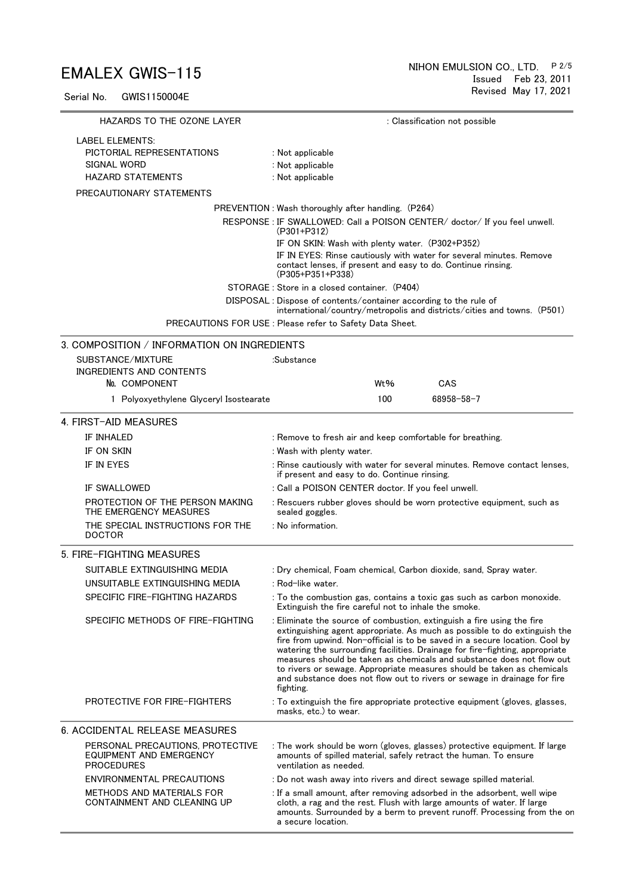HAZARDS TO THE OZONE LAYER : Classification not possible

LABEL ELEMENTS:

| | |
|---|---|
| PICTORIAL REPRESENTATIONS | : Not applicable |
| SIGNAL WORD | : Not applicable |
| HAZARD STATEMENTS | : Not applicable |

PRECAUTIONARY STATEMENTS

PREVENTION : Wash thoroughly after handling. (P264)

RESPONSE : IF SWALLOWED: Call a POISON CENTER/ doctor/ If you feel unwell. (P301+P312)

IF ON SKIN: Wash with plenty water. (P302+P352)

IF IN EYES: Rinse cautiously with water for several minutes. Remove contact lenses, if present and easy to do. Continue rinsing. (P305+P351+P338)

STORAGE : Store in a closed container. (P404)

DISPOSAL : Dispose of contents/container according to the rule of international/country/metropolis and districts/cities and towns. (P501)

PRECAUTIONS FOR USE : Please refer to Safety Data Sheet.

## 3. COMPOSITION / INFORMATION ON INGREDIENTS

SUBSTANCE/MIXTURE :Substance

INGREDIENTS AND CONTENTS

| № | COMPONENT | Wt% | CAS |
|---|---|---|---|
| 1 | Polyoxyethylene Glyceryl Isostearate | 100 | 68958-58-7 |

## 4. FIRST-AID MEASURES

| | |
|---|---|
| IF INHALED | : Remove to fresh air and keep comfortable for breathing. |
| IF ON SKIN | : Wash with plenty water. |
| IF IN EYES | : Rinse cautiously with water for several minutes. Remove contact lenses, if present and easy to do. Continue rinsing. |
| IF SWALLOWED | : Call a POISON CENTER doctor. If you feel unwell. |
| PROTECTION OF THE PERSON MAKING THE EMERGENCY MEASURES | : Rescuers rubber gloves should be worn protective equipment, such as sealed goggles. |
| THE SPECIAL INSTRUCTIONS FOR THE DOCTOR | : No information. |

## 5. FIRE-FIGHTING MEASURES

| | |
|---|---|
| SUITABLE EXTINGUISHING MEDIA | : Dry chemical, Foam chemical, Carbon dioxide, sand, Spray water. |
| UNSUITABLE EXTINGUISHING MEDIA | : Rod-like water. |
| SPECIFIC FIRE-FIGHTING HAZARDS | : To the combustion gas, contains a toxic gas such as carbon monoxide. Extinguish the fire careful not to inhale the smoke. |
| SPECIFIC METHODS OF FIRE-FIGHTING | : Eliminate the source of combustion, extinguish a fire using the fire extinguishing agent appropriate. As much as possible to do extinguish the fire from upwind. Non-official is to be saved in a secure location. Cool by watering the surrounding facilities. Drainage for fire-fighting, appropriate measures should be taken as chemicals and substance does not flow out to rivers or sewage. Appropriate measures should be taken as chemicals and substance does not flow out to rivers or sewage in drainage for fire fighting. |
| PROTECTIVE FOR FIRE-FIGHTERS | : To extinguish the fire appropriate protective equipment (gloves, glasses, masks, etc.) to wear. |

## 6. ACCIDENTAL RELEASE MEASURES

| | |
|---|---|
| PERSONAL PRECAUTIONS, PROTECTIVE EQUIPMENT AND EMERGENCY PROCEDURES | : The work should be worn (gloves, glasses) protective equipment. If large amounts of spilled material, safely retract the human. To ensure ventilation as needed. |
| ENVIRONMENTAL PRECAUTIONS | : Do not wash away into rivers and direct sewage spilled material. |
| METHODS AND MATERIALS FOR CONTAINMENT AND CLEANING UP | : If a small amount, after removing adsorbed in the adsorbent, well wipe cloth, a rag and the rest. Flush with large amounts of water. If large amounts. Surrounded by a berm to prevent runoff. Processing from the on a secure location. |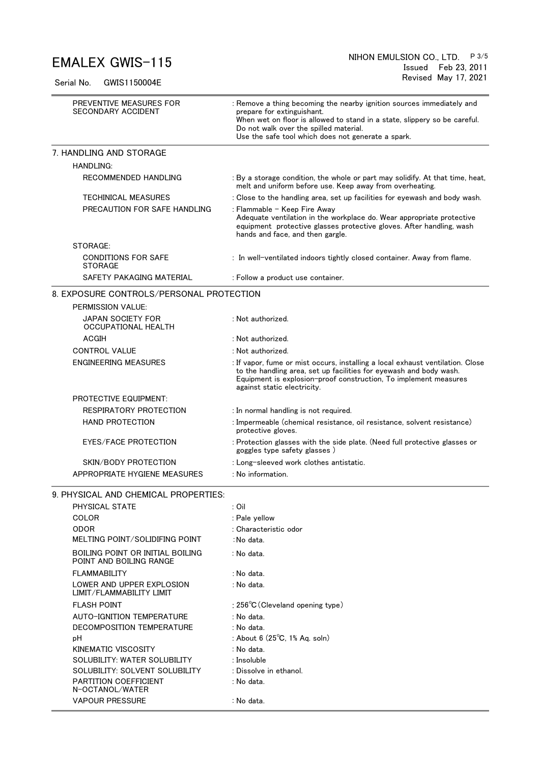| | |
|---|---|
| PREVENTIVE MEASURES FOR SECONDARY ACCIDENT | : Remove a thing becoming the nearby ignition sources immediately and prepare for extinguishant. When wet on floor is allowed to stand in a state, slippery so be careful. Do not walk over the spilled material. Use the safe tool which does not generate a spark. |

## 7. HANDLING AND STORAGE

**HANDLING:**

| | |
|---|---|
| RECOMMENDED HANDLING | : By a storage condition, the whole or part may solidify. At that time, heat, melt and uniform before use. Keep away from overheating. |
| TECHINICAL MEASURES | : Close to the handling area, set up facilities for eyewash and body wash. |
| PRECAUTION FOR SAFE HANDLING | : Flammable - Keep Fire Away<br>Adequate ventilation in the workplace do. Wear appropriate protective equipment protective glasses protective gloves. After handling, wash hands and face, and then gargle. |

**STORAGE:**

| | |
|---|---|
| CONDITIONS FOR SAFE STORAGE | : In well-ventilated indoors tightly closed container. Away from flame. |
| SAFETY PAKAGING MATERIAL | : Follow a product use container. |

## 8. EXPOSURE CONTROLS/PERSONAL PROTECTION

**PERMISSION VALUE:**

| | |
|---|---|
| JAPAN SOCIETY FOR OCCUPATIONAL HEALTH | : Not authorized. |
| ACGIH | : Not authorized. |
| CONTROL VALUE | : Not authorized. |
| ENGINEERING MEASURES | : If vapor, fume or mist occurs, installing a local exhaust ventilation. Close to the handling area, set up facilities for eyewash and body wash. Equipment is explosion-proof construction, To implement measures against static electricity. |

**PROTECTIVE EQUIPMENT:**

| | |
|---|---|
| RESPIRATORY PROTECTION | : In normal handling is not required. |
| HAND PROTECTION | : Impermeable (chemical resistance, oil resistance, solvent resistance) protective gloves. |
| EYES/FACE PROTECTION | : Protection glasses with the side plate. (Need full protective glasses or goggles type safety glasses ) |
| SKIN/BODY PROTECTION | : Long-sleeved work clothes antistatic. |
| APPROPRIATE HYGIENE MEASURES | : No information. |

## 9. PHYSICAL AND CHEMICAL PROPERTIES:

| | |
|---|---|
| PHYSICAL STATE | : Oil |
| COLOR | : Pale yellow |
| ODOR | : Characteristic odor |
| MELTING POINT/SOLIDIFING POINT | : No data. |
| BOILING POINT OR INITIAL BOILING POINT AND BOILING RANGE | : No data. |
| FLAMMABILITY | : No data. |
| LOWER AND UPPER EXPLOSION LIMIT/FLAMMABILITY LIMIT | : No data. |
| FLASH POINT | : 256℃(Cleveland opening type) |
| AUTO-IGNITION TEMPERATURE | : No data. |
| DECOMPOSITION TEMPERATURE | : No data. |
| pH | : About 6 (25℃, 1% Aq. soln) |
| KINEMATIC VISCOSITY | : No data. |
| SOLUBILITY: WATER SOLUBILITY | : Insoluble |
| SOLUBILITY: SOLVENT SOLUBILITY | : Dissolve in ethanol. |
| PARTITION COEFFICIENT N-OCTANOL/WATER | : No data. |
| VAPOUR PRESSURE | : No data. |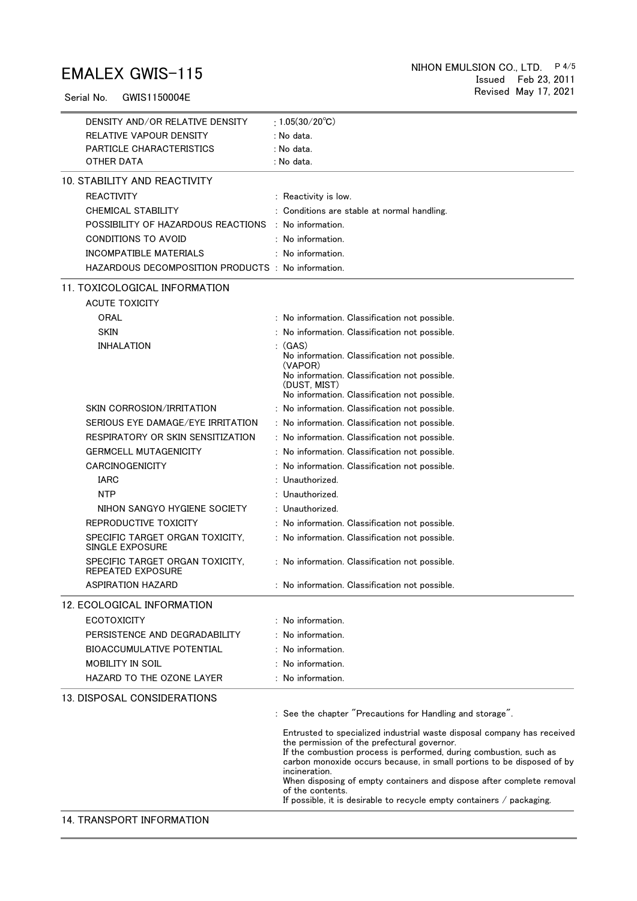| | |
|---|---|
| DENSITY AND/OR RELATIVE DENSITY | : 1.05(30/20℃) |
| RELATIVE VAPOUR DENSITY | : No data. |
| PARTICLE CHARACTERISTICS | : No data. |
| OTHER DATA | : No data. |

## 10. STABILITY AND REACTIVITY

| | |
|---|---|
| REACTIVITY | : Reactivity is low. |
| CHEMICAL STABILITY | : Conditions are stable at normal handling. |
| POSSIBILITY OF HAZARDOUS REACTIONS | : No information. |
| CONDITIONS TO AVOID | : No information. |
| INCOMPATIBLE MATERIALS | : No information. |
| HAZARDOUS DECOMPOSITION PRODUCTS | : No information. |

## 11. TOXICOLOGICAL INFORMATION

| | |
|---|---|
| ACUTE TOXICITY | |
| ORAL | : No information. Classification not possible. |
| SKIN | : No information. Classification not possible. |
| INHALATION | : (GAS) No information. Classification not possible. (VAPOR) No information. Classification not possible. (DUST, MIST) No information. Classification not possible. |
| SKIN CORROSION/IRRITATION | : No information. Classification not possible. |
| SERIOUS EYE DAMAGE/EYE IRRITATION | : No information. Classification not possible. |
| RESPIRATORY OR SKIN SENSITIZATION | : No information. Classification not possible. |
| GERMCELL MUTAGENICITY | : No information. Classification not possible. |
| CARCINOGENICITY | : No information. Classification not possible. |
| IARC | : Unauthorized. |
| NTP | : Unauthorized. |
| NIHON SANGYO HYGIENE SOCIETY | : Unauthorized. |
| REPRODUCTIVE TOXICITY | : No information. Classification not possible. |
| SPECIFIC TARGET ORGAN TOXICITY, SINGLE EXPOSURE | : No information. Classification not possible. |
| SPECIFIC TARGET ORGAN TOXICITY, REPEATED EXPOSURE | : No information. Classification not possible. |
| ASPIRATION HAZARD | : No information. Classification not possible. |

## 12. ECOLOGICAL INFORMATION

| | |
|---|---|
| ECOTOXICITY | : No information. |
| PERSISTENCE AND DEGRADABILITY | : No information. |
| BIOACCUMULATIVE POTENTIAL | : No information. |
| MOBILITY IN SOIL | : No information. |
| HAZARD TO THE OZONE LAYER | : No information. |

## 13. DISPOSAL CONSIDERATIONS

: See the chapter "Precautions for Handling and storage".

Entrusted to specialized industrial waste disposal company has received the permission of the prefectural governor.
If the combustion process is performed, during combustion, such as carbon monoxide occurs because, in small portions to be disposed of by incineration.
When disposing of empty containers and dispose after complete removal of the contents.
If possible, it is desirable to recycle empty containers / packaging.

## 14. TRANSPORT INFORMATION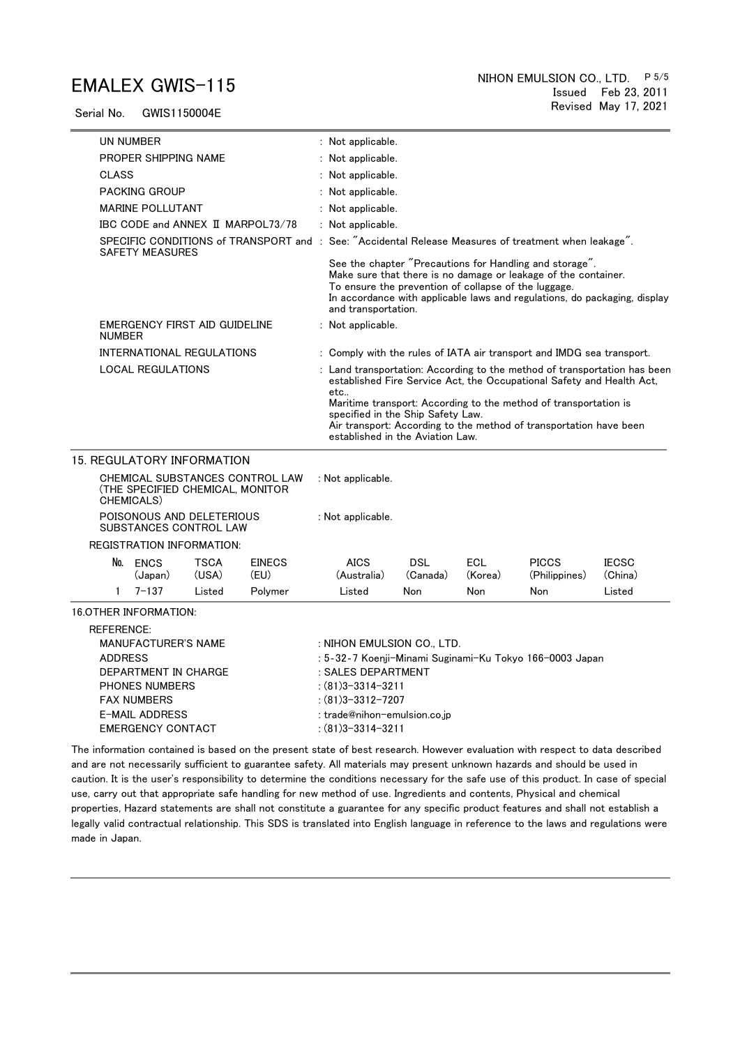| | |
|---|---|
| UN NUMBER | : Not applicable. |
| PROPER SHIPPING NAME | : Not applicable. |
| CLASS | : Not applicable. |
| PACKING GROUP | : Not applicable. |
| MARINE POLLUTANT | : Not applicable. |
| IBC CODE and ANNEX Ⅱ MARPOL73/78 | : Not applicable. |
| SPECIFIC CONDITIONS of TRANSPORT and SAFETY MEASURES | : See: "Accidental Release Measures of treatment when leakage". See the chapter "Precautions for Handling and storage". Make sure that there is no damage or leakage of the container. To ensure the prevention of collapse of the luggage. In accordance with applicable laws and regulations, do packaging, display and transportation. |
| EMERGENCY FIRST AID GUIDELINE NUMBER | : Not applicable. |
| INTERNATIONAL REGULATIONS | : Comply with the rules of IATA air transport and IMDG sea transport. |
| LOCAL REGULATIONS | : Land transportation: According to the method of transportation has been established Fire Service Act, the Occupational Safety and Health Act, etc.. Maritime transport: According to the method of transportation is specified in the Ship Safety Law. Air transport: According to the method of transportation have been established in the Aviation Law. |

## 15. REGULATORY INFORMATION

| | |
|---|---|
| CHEMICAL SUBSTANCES CONTROL LAW (THE SPECIFIED CHEMICAL, MONITOR CHEMICALS) | : Not applicable. |
| POISONOUS AND DELETERIOUS SUBSTANCES CONTROL LAW | : Not applicable. |

REGISTRATION INFORMATION:

| No. | ENCS (Japan) | TSCA (USA) | EINECS (EU) | AICS (Australia) | DSL (Canada) | ECL (Korea) | PICCS (Philippines) | IECSC (China) |
|---|---|---|---|---|---|---|---|---|
| 1 | 7-137 | Listed | Polymer | Listed | Non | Non | Non | Listed |

## 16.OTHER INFORMATION:

REFERENCE:

| | |
|---|---|
| MANUFACTURER'S NAME | : NIHON EMULSION CO., LTD. |
| ADDRESS | : 5-32-7 Koenji-Minami Suginami-Ku Tokyo 166-0003 Japan |
| DEPARTMENT IN CHARGE | : SALES DEPARTMENT |
| PHONES NUMBERS | : (81)3-3314-3211 |
| FAX NUMBERS | : (81)3-3312-7207 |
| E-MAIL ADDRESS | : trade@nihon-emulsion.co.jp |
| EMERGENCY CONTACT | : (81)3-3314-3211 |

The information contained is based on the present state of best research. However evaluation with respect to data described and are not necessarily sufficient to guarantee safety. All materials may present unknown hazards and should be used in caution. It is the user's responsibility to determine the conditions necessary for the safe use of this product. In case of special use, carry out that appropriate safe handling for new method of use. Ingredients and contents, Physical and chemical properties, Hazard statements are shall not constitute a guarantee for any specific product features and shall not establish a legally valid contractual relationship. This SDS is translated into English language in reference to the laws and regulations were made in Japan.